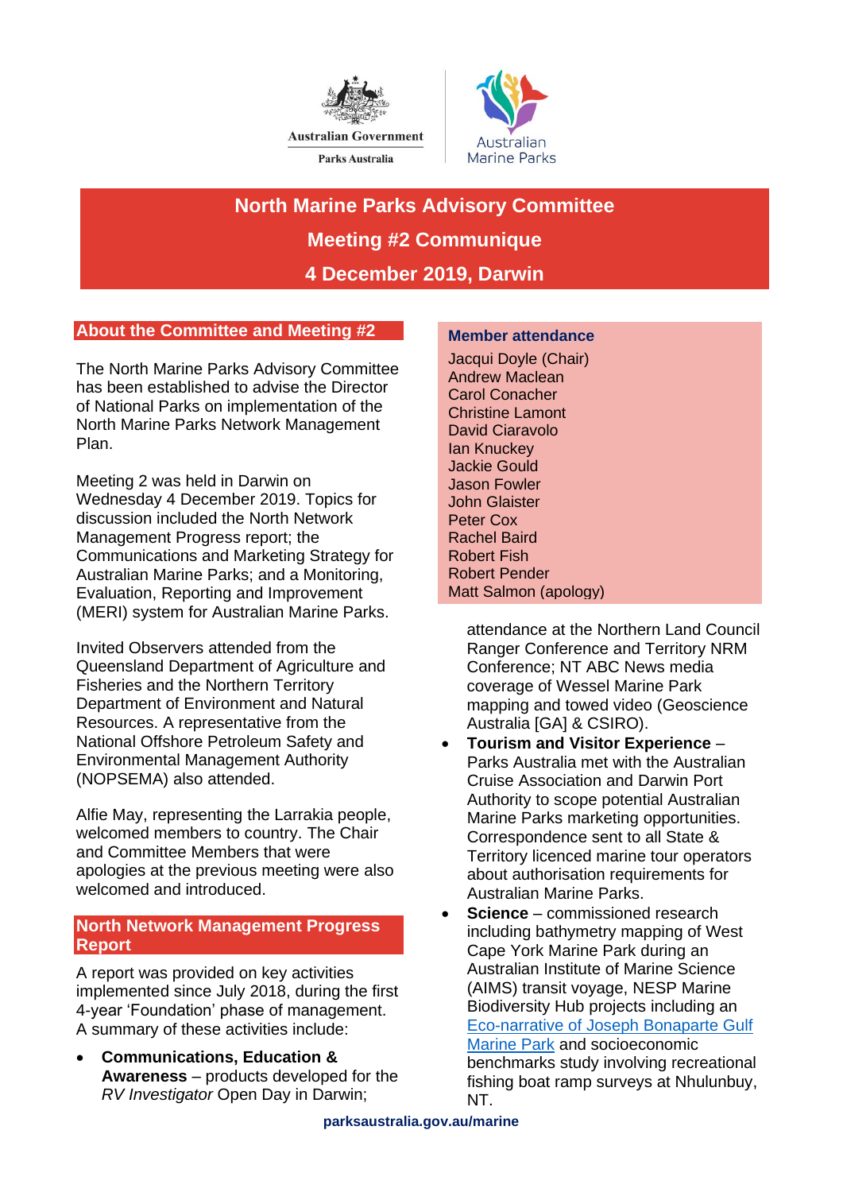Australian Government

Parks Australia

Australian Marine Parks

# North Marine Parks Advisory Committee

# Meeting #2 Communique

# 4 December 2019, Darwin

## About the Committee and Meeting #2

The North Marine Parks Advisory Committee has been established to advise the Director of National Parks on implementation of the North Marine Parks Network Management Plan.

Meeting 2 was held in Darwin on Wednesday 4 December 2019. Topics for discussion included the North Network Management Progress report; the Communications and Marketing Strategy for Australian Marine Parks; and a Monitoring, Evaluation, Reporting and Improvement (MERI) system for Australian Marine Parks.

Invited Observers attended from the Queensland Department of Agriculture and Fisheries and the Northern Territory Department of Environment and Natural Resources. A representative from the National Offshore Petroleum Safety and Environmental Management Authority (NOPSEMA) also attended.

Alfie May, representing the Larrakia people, welcomed members to country. The Chair and Committee Members that were apologies at the previous meeting were also welcomed and introduced.

## North Network Management Progress Report

A report was provided on key activities implemented since July 2018, during the first 4-year 'Foundation' phase of management. A summary of these activities include:

- **Communications, Education & Awareness** – products developed for the *RV Investigator* Open Day in Darwin; attendance at the Northern Land Council Ranger Conference and Territory NRM Conference; NT ABC News media coverage of Wessel Marine Park mapping and towed video (Geoscience Australia [GA] & CSIRO).
- **Tourism and Visitor Experience** – Parks Australia met with the Australian Cruise Association and Darwin Port Authority to scope potential Australian Marine Parks marketing opportunities. Correspondence sent to all State & Territory licenced marine tour operators about authorisation requirements for Australian Marine Parks.
- **Science** – commissioned research including bathymetry mapping of West Cape York Marine Park during an Australian Institute of Marine Science (AIMS) transit voyage, NESP Marine Biodiversity Hub projects including an Eco-narrative of Joseph Bonaparte Gulf Marine Park and socioeconomic benchmarks study involving recreational fishing boat ramp surveys at Nhulunbuy, NT.

### Member attendance

Jacqui Doyle (Chair)
Andrew Maclean
Carol Conacher
Christine Lamont
David Ciaravolo
Ian Knuckey
Jackie Gould
Jason Fowler
John Glaister
Peter Cox
Rachel Baird
Robert Fish
Robert Pender
Matt Salmon (apology)

parksaustralia.gov.au/marine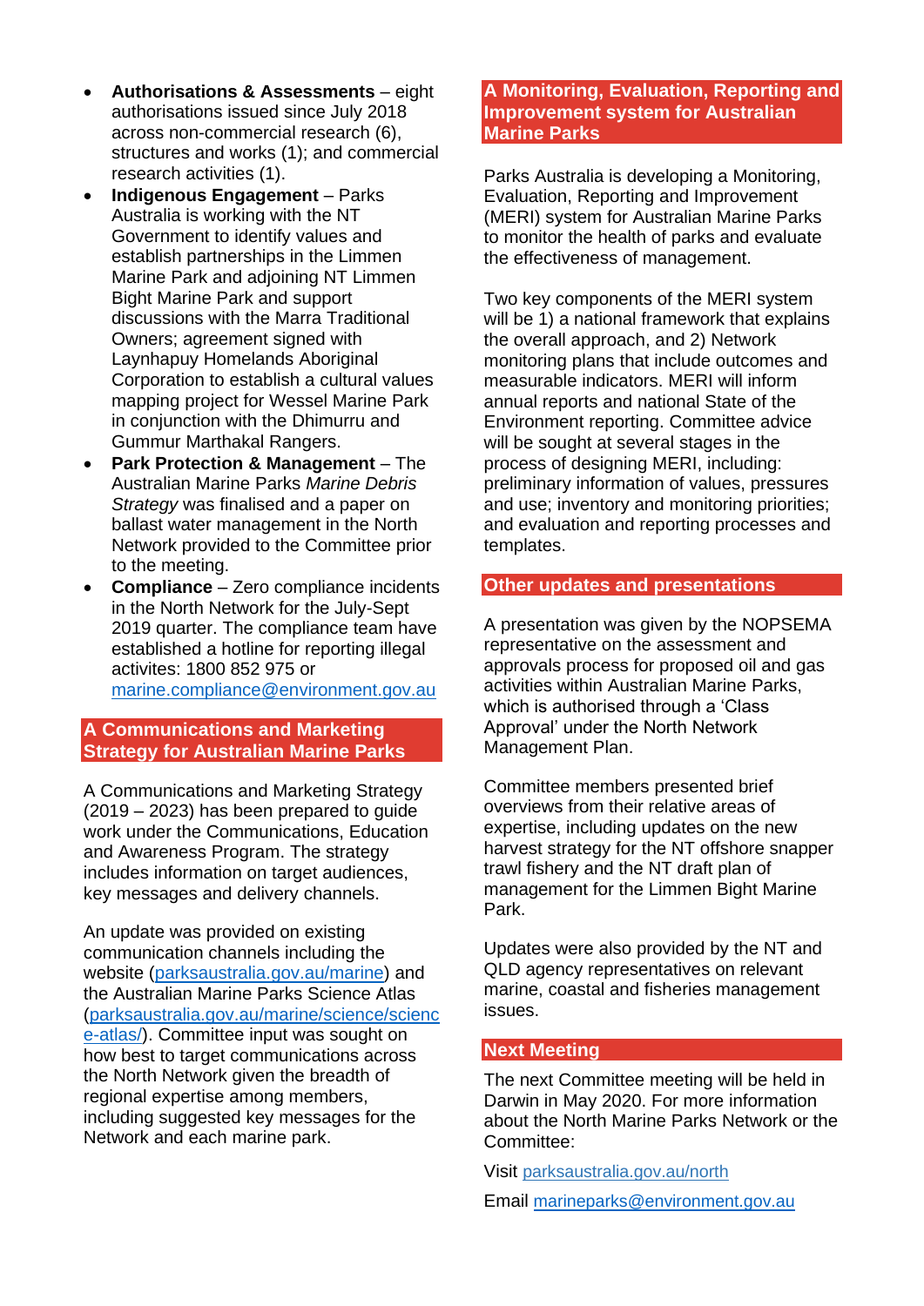- **Authorisations & Assessments** – eight authorisations issued since July 2018 across non-commercial research (6), structures and works (1); and commercial research activities (1).
- **Indigenous Engagement** – Parks Australia is working with the NT Government to identify values and establish partnerships in the Limmen Marine Park and adjoining NT Limmen Bight Marine Park and support discussions with the Marra Traditional Owners; agreement signed with Laynhapuy Homelands Aboriginal Corporation to establish a cultural values mapping project for Wessel Marine Park in conjunction with the Dhimurru and Gummur Marthakal Rangers.
- **Park Protection & Management** – The Australian Marine Parks *Marine Debris Strategy* was finalised and a paper on ballast water management in the North Network provided to the Committee prior to the meeting.
- **Compliance** – Zero compliance incidents in the North Network for the July-Sept 2019 quarter. The compliance team have established a hotline for reporting illegal activites: 1800 852 975 or marine.compliance@environment.gov.au

## A Communications and Marketing Strategy for Australian Marine Parks

A Communications and Marketing Strategy (2019 – 2023) has been prepared to guide work under the Communications, Education and Awareness Program. The strategy includes information on target audiences, key messages and delivery channels.

An update was provided on existing communication channels including the website (parksaustralia.gov.au/marine) and the Australian Marine Parks Science Atlas (parksaustralia.gov.au/marine/science/science-atlas/). Committee input was sought on how best to target communications across the North Network given the breadth of regional expertise among members, including suggested key messages for the Network and each marine park.

## A Monitoring, Evaluation, Reporting and Improvement system for Australian Marine Parks

Parks Australia is developing a Monitoring, Evaluation, Reporting and Improvement (MERI) system for Australian Marine Parks to monitor the health of parks and evaluate the effectiveness of management.

Two key components of the MERI system will be 1) a national framework that explains the overall approach, and 2) Network monitoring plans that include outcomes and measurable indicators. MERI will inform annual reports and national State of the Environment reporting. Committee advice will be sought at several stages in the process of designing MERI, including: preliminary information of values, pressures and use; inventory and monitoring priorities; and evaluation and reporting processes and templates.

## Other updates and presentations

A presentation was given by the NOPSEMA representative on the assessment and approvals process for proposed oil and gas activities within Australian Marine Parks, which is authorised through a 'Class Approval' under the North Network Management Plan.

Committee members presented brief overviews from their relative areas of expertise, including updates on the new harvest strategy for the NT offshore snapper trawl fishery and the NT draft plan of management for the Limmen Bight Marine Park.

Updates were also provided by the NT and QLD agency representatives on relevant marine, coastal and fisheries management issues.

## Next Meeting

The next Committee meeting will be held in Darwin in May 2020. For more information about the North Marine Parks Network or the Committee:

Visit parksaustralia.gov.au/north

Email marineparks@environment.gov.au